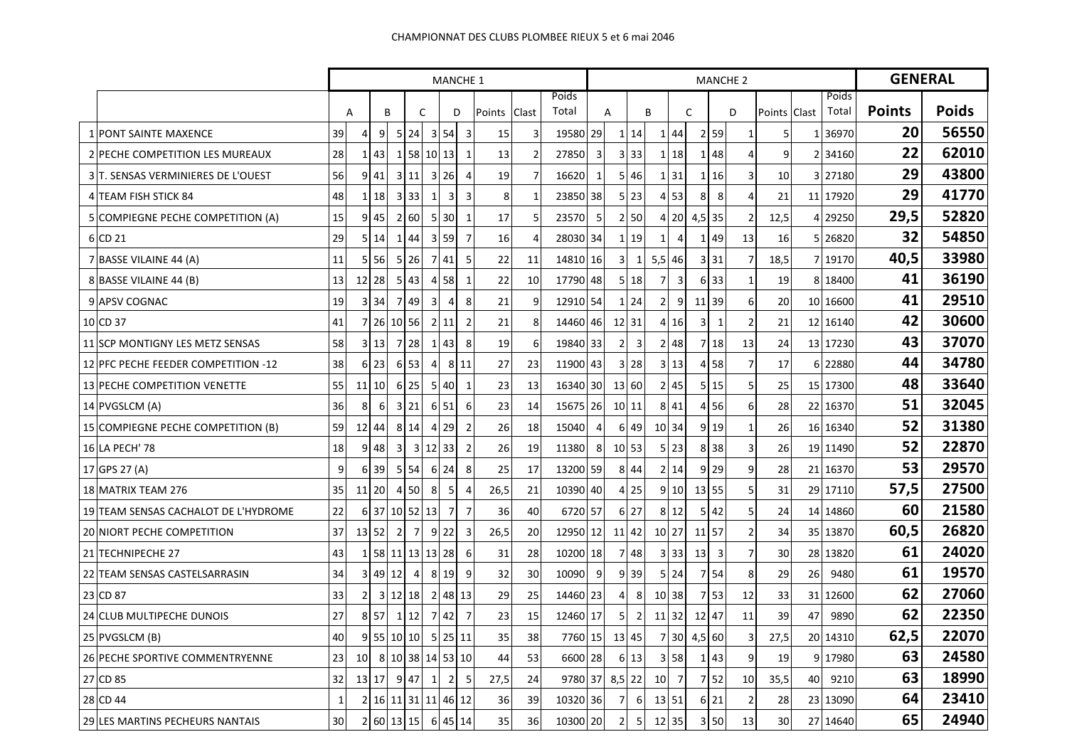CHAMPIONNAT DES CLUBS PLOMBEE RIEUX 5 et 6 mai 2046

| | | MANCHE 1 | | | | | | | | | | | MANCHE 2 | | | | | | | | | | | GENERAL | |
|---|---|---|---|---|---|---|---|---|---|---|---|---|---|---|---|---|---|---|---|---|---|---|---|---|---|
| | | A | | B | | C | | D | | Points | Clast | Poids Total | A | | B | | C | | D | | Points | Clast | Poids Total | **Points** | **Poids** |
| 1 | PONT SAINTE MAXENCE | 39 | 4 | 9 | 5 | 24 | 3 | 54 | 3 | 15 | 3 | 19580 | 29 | 1 | 14 | 1 | 44 | 2 | 59 | 1 | 5 | 1 | 36970 | **20** | **56550** |
| 2 | PECHE COMPETITION LES MUREAUX | 28 | 1 | 43 | 1 | 58 | 10 | 13 | 1 | 13 | 2 | 27850 | 3 | 3 | 33 | 1 | 18 | 1 | 48 | 4 | 9 | 2 | 34160 | **22** | **62010** |
| 3 | T. SENSAS VERMINIERES DE L'OUEST | 56 | 9 | 41 | 3 | 11 | 3 | 26 | 4 | 19 | 7 | 16620 | 1 | 5 | 46 | 1 | 31 | 1 | 16 | 3 | 10 | 3 | 27180 | **29** | **43800** |
| 4 | TEAM FISH STICK 84 | 48 | 1 | 18 | 3 | 33 | 1 | 3 | 3 | 8 | 1 | 23850 | 38 | 5 | 23 | 4 | 53 | 8 | 8 | 4 | 21 | 11 | 17920 | **29** | **41770** |
| 5 | COMPIEGNE PECHE COMPETITION (A) | 15 | 9 | 45 | 2 | 60 | 5 | 30 | 1 | 17 | 5 | 23570 | 5 | 2 | 50 | 4 | 20 | 4,5 | 35 | 2 | 12,5 | 4 | 29250 | **29,5** | **52820** |
| 6 | CD 21 | 29 | 5 | 14 | 1 | 44 | 3 | 59 | 7 | 16 | 4 | 28030 | 34 | 1 | 19 | 1 | 4 | 1 | 49 | 13 | 16 | 5 | 26820 | **32** | **54850** |
| 7 | BASSE VILAINE 44 (A) | 11 | 5 | 56 | 5 | 26 | 7 | 41 | 5 | 22 | 11 | 14810 | 16 | 3 | 1 | 5,5 | 46 | 3 | 31 | 7 | 18,5 | 7 | 19170 | **40,5** | **33980** |
| 8 | BASSE VILAINE 44 (B) | 13 | 12 | 28 | 5 | 43 | 4 | 58 | 1 | 22 | 10 | 17790 | 48 | 5 | 18 | 7 | 3 | 6 | 33 | 1 | 19 | 8 | 18400 | **41** | **36190** |
| 9 | APSV COGNAC | 19 | 3 | 34 | 7 | 49 | 3 | 4 | 8 | 21 | 9 | 12910 | 54 | 1 | 24 | 2 | 9 | 11 | 39 | 6 | 20 | 10 | 16600 | **41** | **29510** |
| 10 | CD 37 | 41 | 7 | 26 | 10 | 56 | 2 | 11 | 2 | 21 | 8 | 14460 | 46 | 12 | 31 | 4 | 16 | 3 | 1 | 2 | 21 | 12 | 16140 | **42** | **30600** |
| 11 | SCP MONTIGNY LES METZ SENSAS | 58 | 3 | 13 | 7 | 28 | 1 | 43 | 8 | 19 | 6 | 19840 | 33 | 2 | 3 | 2 | 48 | 7 | 18 | 13 | 24 | 13 | 17230 | **43** | **37070** |
| 12 | PFC PECHE FEEDER COMPETITION -12 | 38 | 6 | 23 | 6 | 53 | 4 | 8 | 11 | 27 | 23 | 11900 | 43 | 3 | 28 | 3 | 13 | 4 | 58 | 7 | 17 | 6 | 22880 | **44** | **34780** |
| 13 | PECHE COMPETITION VENETTE | 55 | 11 | 10 | 6 | 25 | 5 | 40 | 1 | 23 | 13 | 16340 | 30 | 13 | 60 | 2 | 45 | 5 | 15 | 5 | 25 | 15 | 17300 | **48** | **33640** |
| 14 | PVGSLCM (A) | 36 | 8 | 6 | 3 | 21 | 6 | 51 | 6 | 23 | 14 | 15675 | 26 | 10 | 11 | 8 | 41 | 4 | 56 | 6 | 28 | 22 | 16370 | **51** | **32045** |
| 15 | COMPIEGNE PECHE COMPETITION (B) | 59 | 12 | 44 | 8 | 14 | 4 | 29 | 2 | 26 | 18 | 15040 | 4 | 6 | 49 | 10 | 34 | 9 | 19 | 1 | 26 | 16 | 16340 | **52** | **31380** |
| 16 | LA PECH' 78 | 18 | 9 | 48 | 3 | 3 | 12 | 33 | 2 | 26 | 19 | 11380 | 8 | 10 | 53 | 5 | 23 | 8 | 38 | 3 | 26 | 19 | 11490 | **52** | **22870** |
| 17 | GPS 27 (A) | 9 | 6 | 39 | 5 | 54 | 6 | 24 | 8 | 25 | 17 | 13200 | 59 | 8 | 44 | 2 | 14 | 9 | 29 | 9 | 28 | 21 | 16370 | **53** | **29570** |
| 18 | MATRIX TEAM 276 | 35 | 11 | 20 | 4 | 50 | 8 | 5 | 4 | 26,5 | 21 | 10390 | 40 | 4 | 25 | 9 | 10 | 13 | 55 | 5 | 31 | 29 | 17110 | **57,5** | **27500** |
| 19 | TEAM SENSAS CACHALOT DE L'HYDROME | 22 | 6 | 37 | 10 | 52 | 13 | 7 | 7 | 36 | 40 | 6720 | 57 | 6 | 27 | 8 | 12 | 5 | 42 | 5 | 24 | 14 | 14860 | **60** | **21580** |
| 20 | NIORT PECHE COMPETITION | 37 | 13 | 52 | 2 | 7 | 9 | 22 | 3 | 26,5 | 20 | 12950 | 12 | 11 | 42 | 10 | 27 | 11 | 57 | 2 | 34 | 35 | 13870 | **60,5** | **26820** |
| 21 | TECHNIPECHE 27 | 43 | 1 | 58 | 11 | 13 | 13 | 28 | 6 | 31 | 28 | 10200 | 18 | 7 | 48 | 3 | 33 | 13 | 3 | 7 | 30 | 28 | 13820 | **61** | **24020** |
| 22 | TEAM SENSAS CASTELSARRASIN | 34 | 3 | 49 | 12 | 4 | 8 | 19 | 9 | 32 | 30 | 10090 | 9 | 9 | 39 | 5 | 24 | 7 | 54 | 8 | 29 | 26 | 9480 | **61** | **19570** |
| 23 | CD 87 | 33 | 2 | 3 | 12 | 18 | 2 | 48 | 13 | 29 | 25 | 14460 | 23 | 4 | 8 | 10 | 38 | 7 | 53 | 12 | 33 | 31 | 12600 | **62** | **27060** |
| 24 | CLUB MULTIPECHE DUNOIS | 27 | 8 | 57 | 1 | 12 | 7 | 42 | 7 | 23 | 15 | 12460 | 17 | 5 | 2 | 11 | 32 | 12 | 47 | 11 | 39 | 47 | 9890 | **62** | **22350** |
| 25 | PVGSLCM (B) | 40 | 9 | 55 | 10 | 10 | 5 | 25 | 11 | 35 | 38 | 7760 | 15 | 13 | 45 | 7 | 30 | 4,5 | 60 | 3 | 27,5 | 20 | 14310 | **62,5** | **22070** |
| 26 | PECHE SPORTIVE COMMENTRYENNE | 23 | 10 | 8 | 10 | 38 | 14 | 53 | 10 | 44 | 53 | 6600 | 28 | 6 | 13 | 3 | 58 | 1 | 43 | 9 | 19 | 9 | 17980 | **63** | **24580** |
| 27 | CD 85 | 32 | 13 | 17 | 9 | 47 | 1 | 2 | 5 | 27,5 | 24 | 9780 | 37 | 8,5 | 22 | 10 | 7 | 7 | 52 | 10 | 35,5 | 40 | 9210 | **63** | **18990** |
| 28 | CD 44 | 1 | 2 | 16 | 11 | 31 | 11 | 46 | 12 | 36 | 39 | 10320 | 36 | 7 | 6 | 13 | 51 | 6 | 21 | 2 | 28 | 23 | 13090 | **64** | **23410** |
| 29 | LES MARTINS PECHEURS NANTAIS | 30 | 2 | 60 | 13 | 15 | 6 | 45 | 14 | 35 | 36 | 10300 | 20 | 2 | 5 | 12 | 35 | 3 | 50 | 13 | 30 | 27 | 14640 | **65** | **24940** |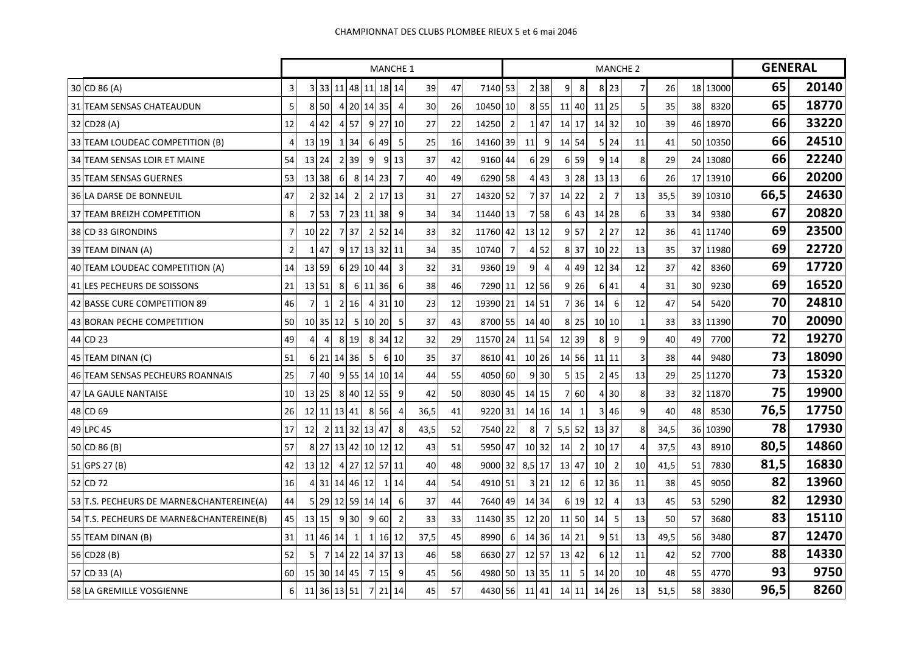CHAMPIONNAT DES CLUBS PLOMBEE RIEUX 5 et 6 mai 2046

| | | MANCHE 1 | | | | | | | | | | | MANCHE 2 | | | | | | | | | | | GENERAL | |
|---|---|---|---|---|---|---|---|---|---|---|---|---|---|---|---|---|---|---|---|---|---|---|---|---|---|
| 30 | CD 86 (A) | 3 | 3 | 33 | 11 | 48 | 11 | 18 | 14 | 39 | 47 | 7140 | 53 | 2 | 38 | 9 | 8 | 8 | 23 | 7 | 26 | 18 | 13000 | **65** | **20140** |
| 31 | TEAM SENSAS CHATEAUDUN | 5 | 8 | 50 | 4 | 20 | 14 | 35 | 4 | 30 | 26 | 10450 | 10 | 8 | 55 | 11 | 40 | 11 | 25 | 5 | 35 | 38 | 8320 | **65** | **18770** |
| 32 | CD28 (A) | 12 | 4 | 42 | 4 | 57 | 9 | 27 | 10 | 27 | 22 | 14250 | 2 | 1 | 47 | 14 | 17 | 14 | 32 | 10 | 39 | 46 | 18970 | **66** | **33220** |
| 33 | TEAM LOUDEAC COMPETITION (B) | 4 | 13 | 19 | 1 | 34 | 6 | 49 | 5 | 25 | 16 | 14160 | 39 | 11 | 9 | 14 | 54 | 5 | 24 | 11 | 41 | 50 | 10350 | **66** | **24510** |
| 34 | TEAM SENSAS LOIR ET MAINE | 54 | 13 | 24 | 2 | 39 | 9 | 9 | 13 | 37 | 42 | 9160 | 44 | 6 | 29 | 6 | 59 | 9 | 14 | 8 | 29 | 24 | 13080 | **66** | **22240** |
| 35 | TEAM SENSAS GUERNES | 53 | 13 | 38 | 6 | 8 | 14 | 23 | 7 | 40 | 49 | 6290 | 58 | 4 | 43 | 3 | 28 | 13 | 13 | 6 | 26 | 17 | 13910 | **66** | **20200** |
| 36 | LA DARSE DE BONNEUIL | 47 | 2 | 32 | 14 | 2 | 2 | 17 | 13 | 31 | 27 | 14320 | 52 | 7 | 37 | 14 | 22 | 2 | 7 | 13 | 35,5 | 39 | 10310 | **66,5** | **24630** |
| 37 | TEAM BREIZH COMPETITION | 8 | 7 | 53 | 7 | 23 | 11 | 38 | 9 | 34 | 34 | 11440 | 13 | 7 | 58 | 6 | 43 | 14 | 28 | 6 | 33 | 34 | 9380 | **67** | **20820** |
| 38 | CD 33 GIRONDINS | 7 | 10 | 22 | 7 | 37 | 2 | 52 | 14 | 33 | 32 | 11760 | 42 | 13 | 12 | 9 | 57 | 2 | 27 | 12 | 36 | 41 | 11740 | **69** | **23500** |
| 39 | TEAM DINAN (A) | 2 | 1 | 47 | 9 | 17 | 13 | 32 | 11 | 34 | 35 | 10740 | 7 | 4 | 52 | 8 | 37 | 10 | 22 | 13 | 35 | 37 | 11980 | **69** | **22720** |
| 40 | TEAM LOUDEAC COMPETITION (A) | 14 | 13 | 59 | 6 | 29 | 10 | 44 | 3 | 32 | 31 | 9360 | 19 | 9 | 4 | 4 | 49 | 12 | 34 | 12 | 37 | 42 | 8360 | **69** | **17720** |
| 41 | LES PECHEURS DE SOISSONS | 21 | 13 | 51 | 8 | 6 | 11 | 36 | 6 | 38 | 46 | 7290 | 11 | 12 | 56 | 9 | 26 | 6 | 41 | 4 | 31 | 30 | 9230 | **69** | **16520** |
| 42 | BASSE CURE COMPETITION 89 | 46 | 7 | 1 | 2 | 16 | 4 | 31 | 10 | 23 | 12 | 19390 | 21 | 14 | 51 | 7 | 36 | 14 | 6 | 12 | 47 | 54 | 5420 | **70** | **24810** |
| 43 | BORAN PECHE COMPETITION | 50 | 10 | 35 | 12 | 5 | 10 | 20 | 5 | 37 | 43 | 8700 | 55 | 14 | 40 | 8 | 25 | 10 | 10 | 1 | 33 | 33 | 11390 | **70** | **20090** |
| 44 | CD 23 | 49 | 4 | 4 | 8 | 19 | 8 | 34 | 12 | 32 | 29 | 11570 | 24 | 11 | 54 | 12 | 39 | 8 | 9 | 9 | 40 | 49 | 7700 | **72** | **19270** |
| 45 | TEAM DINAN (C) | 51 | 6 | 21 | 14 | 36 | 5 | 6 | 10 | 35 | 37 | 8610 | 41 | 10 | 26 | 14 | 56 | 11 | 11 | 3 | 38 | 44 | 9480 | **73** | **18090** |
| 46 | TEAM SENSAS PECHEURS ROANNAIS | 25 | 7 | 40 | 9 | 55 | 14 | 10 | 14 | 44 | 55 | 4050 | 60 | 9 | 30 | 5 | 15 | 2 | 45 | 13 | 29 | 25 | 11270 | **73** | **15320** |
| 47 | LA GAULE NANTAISE | 10 | 13 | 25 | 8 | 40 | 12 | 55 | 9 | 42 | 50 | 8030 | 45 | 14 | 15 | 7 | 60 | 4 | 30 | 8 | 33 | 32 | 11870 | **75** | **19900** |
| 48 | CD 69 | 26 | 12 | 11 | 13 | 41 | 8 | 56 | 4 | 36,5 | 41 | 9220 | 31 | 14 | 16 | 14 | 1 | 3 | 46 | 9 | 40 | 48 | 8530 | **76,5** | **17750** |
| 49 | LPC 45 | 17 | 12 | 2 | 11 | 32 | 13 | 47 | 8 | 43,5 | 52 | 7540 | 22 | 8 | 7 | 5,5 | 52 | 13 | 37 | 8 | 34,5 | 36 | 10390 | **78** | **17930** |
| 50 | CD 86 (B) | 57 | 8 | 27 | 13 | 42 | 10 | 12 | 12 | 43 | 51 | 5950 | 47 | 10 | 32 | 14 | 2 | 10 | 17 | 4 | 37,5 | 43 | 8910 | **80,5** | **14860** |
| 51 | GPS 27 (B) | 42 | 13 | 12 | 4 | 27 | 12 | 57 | 11 | 40 | 48 | 9000 | 32 | 8,5 | 17 | 13 | 47 | 10 | 2 | 10 | 41,5 | 51 | 7830 | **81,5** | **16830** |
| 52 | CD 72 | 16 | 4 | 31 | 14 | 46 | 12 | 1 | 14 | 44 | 54 | 4910 | 51 | 3 | 21 | 12 | 6 | 12 | 36 | 11 | 38 | 45 | 9050 | **82** | **13960** |
| 53 | T.S. PECHEURS DE MARNE&CHANTEREINE(A) | 44 | 5 | 29 | 12 | 59 | 14 | 14 | 6 | 37 | 44 | 7640 | 49 | 14 | 34 | 6 | 19 | 12 | 4 | 13 | 45 | 53 | 5290 | **82** | **12930** |
| 54 | T.S. PECHEURS DE MARNE&CHANTEREINE(B) | 45 | 13 | 15 | 9 | 30 | 9 | 60 | 2 | 33 | 33 | 11430 | 35 | 12 | 20 | 11 | 50 | 14 | 5 | 13 | 50 | 57 | 3680 | **83** | **15110** |
| 55 | TEAM DINAN (B) | 31 | 11 | 46 | 14 | 1 | 1 | 16 | 12 | 37,5 | 45 | 8990 | 6 | 14 | 36 | 14 | 21 | 9 | 51 | 13 | 49,5 | 56 | 3480 | **87** | **12470** |
| 56 | CD28 (B) | 52 | 5 | 7 | 14 | 22 | 14 | 37 | 13 | 46 | 58 | 6630 | 27 | 12 | 57 | 13 | 42 | 6 | 12 | 11 | 42 | 52 | 7700 | **88** | **14330** |
| 57 | CD 33 (A) | 60 | 15 | 30 | 14 | 45 | 7 | 15 | 9 | 45 | 56 | 4980 | 50 | 13 | 35 | 11 | 5 | 14 | 20 | 10 | 48 | 55 | 4770 | **93** | **9750** |
| 58 | LA GREMILLE VOSGIENNE | 6 | 11 | 36 | 13 | 51 | 7 | 21 | 14 | 45 | 57 | 4430 | 56 | 11 | 41 | 14 | 11 | 14 | 26 | 13 | 51,5 | 58 | 3830 | **96,5** | **8260** |